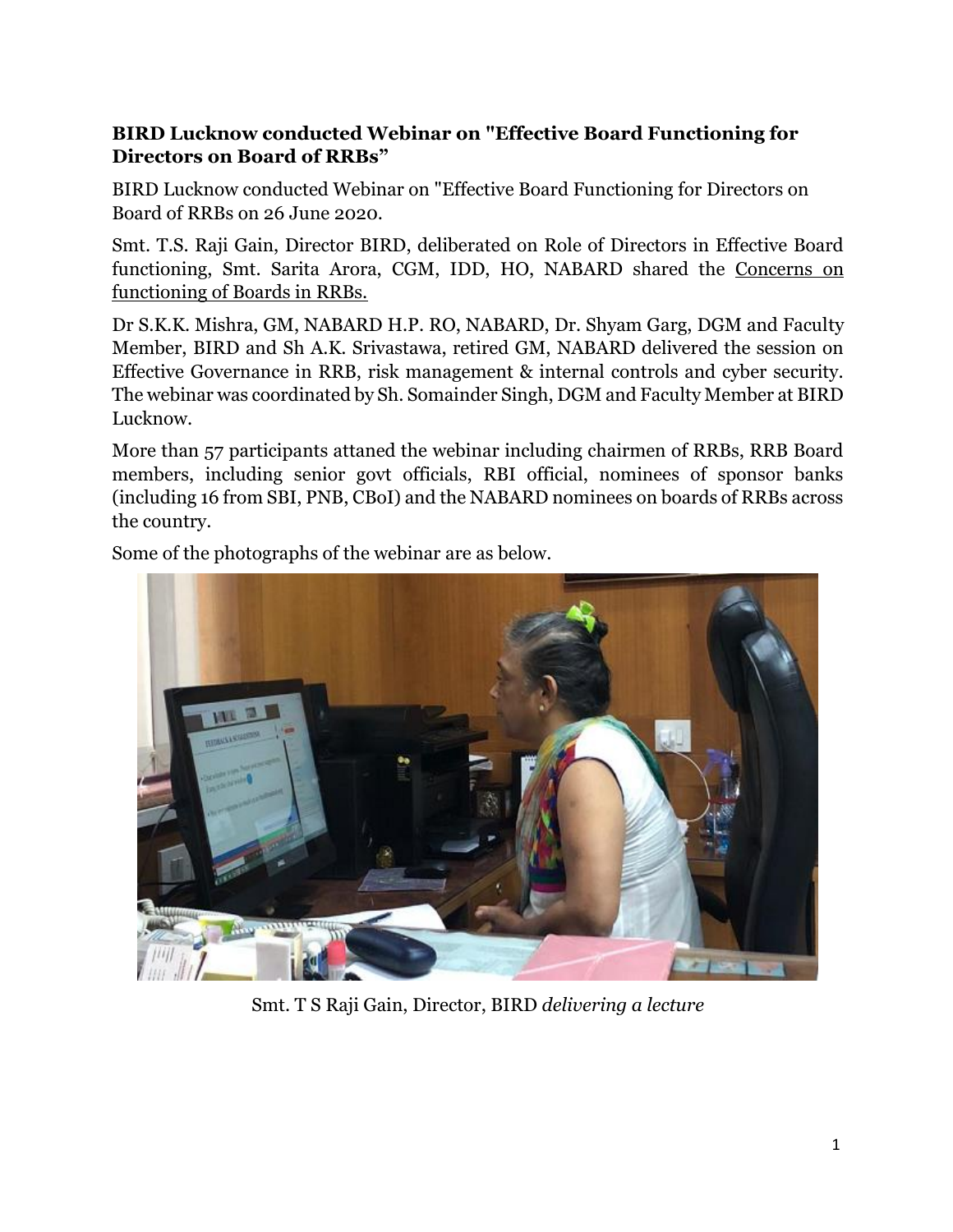**BIRD Lucknow conducted Webinar on "Effective Board Functioning for Directors on Board of RRBs"**

BIRD Lucknow conducted Webinar on "Effective Board Functioning for Directors on Board of RRBs on 26 June 2020.

Smt. T.S. Raji Gain, Director BIRD, deliberated on Role of Directors in Effective Board functioning, Smt. Sarita Arora, CGM, IDD, HO, NABARD shared the Concerns on functioning of Boards in RRBs.

Dr S.K.K. Mishra, GM, NABARD H.P. RO, NABARD, Dr. Shyam Garg, DGM and Faculty Member, BIRD and Sh A.K. Srivastawa, retired GM, NABARD delivered the session on Effective Governance in RRB, risk management & internal controls and cyber security. The webinar was coordinated by Sh. Somainder Singh, DGM and Faculty Member at BIRD Lucknow.

More than 57 participants attaned the webinar including chairmen of RRBs, RRB Board members, including senior govt officials, RBI official, nominees of sponsor banks (including 16 from SBI, PNB, CBoI) and the NABARD nominees on boards of RRBs across the country.

Some of the photographs of the webinar are as below.

Smt. T S Raji Gain, Director, BIRD *delivering a lecture*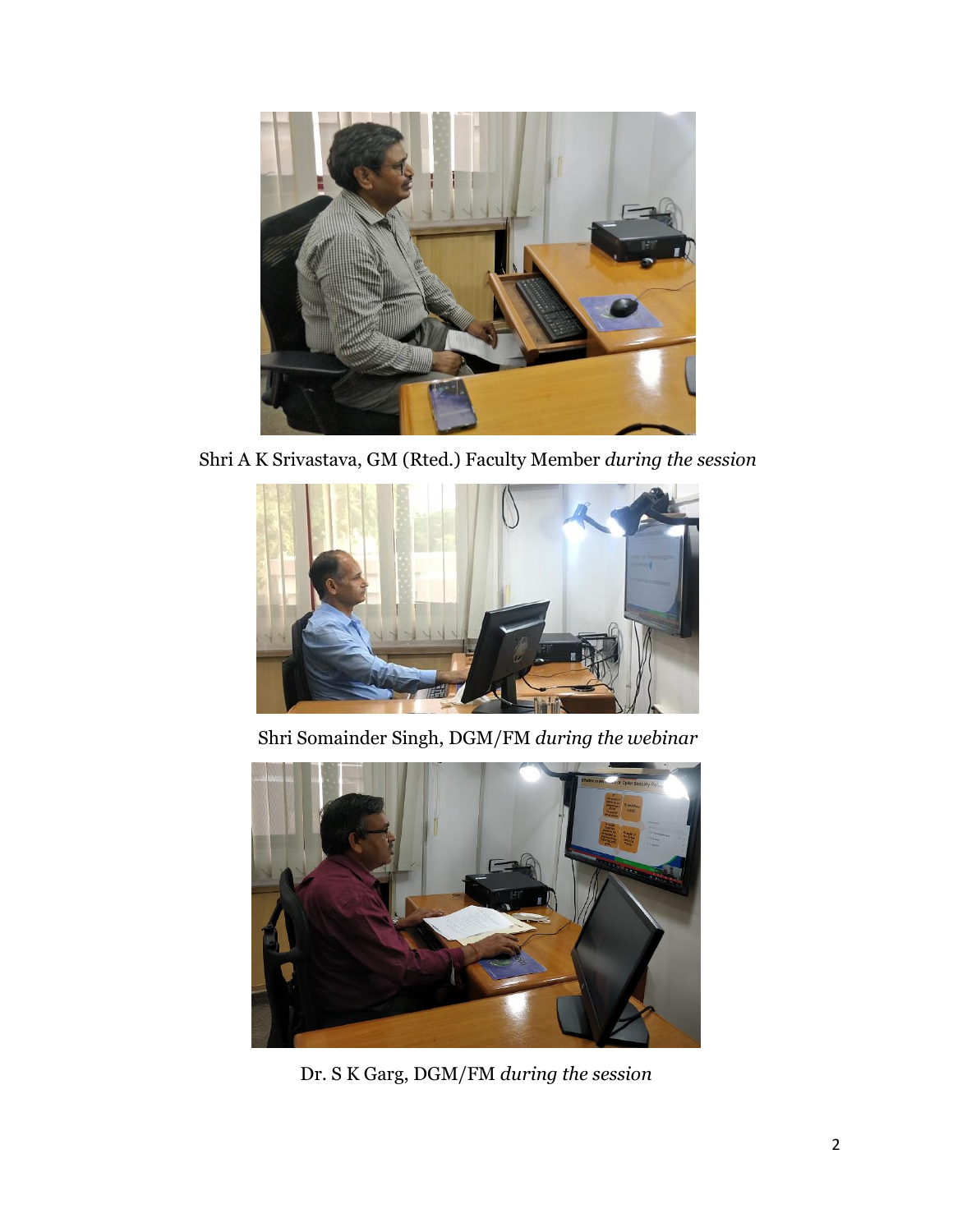Shri A K Srivastava, GM (Rted.) Faculty Member *during the session*

Shri Somainder Singh, DGM/FM *during the webinar*

Dr. S K Garg, DGM/FM *during the session*